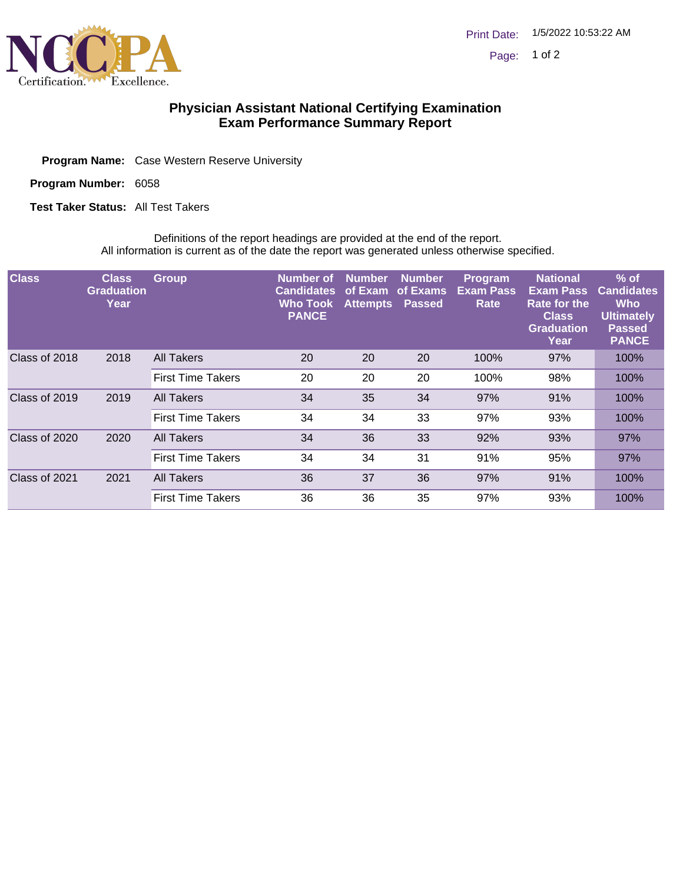NCCPA Certification. Excellence.

Print Date: 1/5/2022 10:53:22 AM

# Physician Assistant National Certifying Examination
## Exam Performance Summary Report

**Program Name:** Case Western Reserve University

**Program Number:** 6058

**Test Taker Status:** All Test Takers

Definitions of the report headings are provided at the end of the report.
All information is current as of the date the report was generated unless otherwise specified.

| Class | Class Graduation Year | Group | Number of Candidates Who Took PANCE | Number of Exam Attempts | Number of Exams Passed | Program Exam Pass Rate | National Exam Pass Rate for the Class Graduation Year | % of Candidates Who Ultimately Passed PANCE |
|---|---|---|---|---|---|---|---|---|
| Class of 2018 | 2018 | All Takers | 20 | 20 | 20 | 100% | 97% | 100% |
| | | First Time Takers | 20 | 20 | 20 | 100% | 98% | 100% |
| Class of 2019 | 2019 | All Takers | 34 | 35 | 34 | 97% | 91% | 100% |
| | | First Time Takers | 34 | 34 | 33 | 97% | 93% | 100% |
| Class of 2020 | 2020 | All Takers | 34 | 36 | 33 | 92% | 93% | 97% |
| | | First Time Takers | 34 | 34 | 31 | 91% | 95% | 97% |
| Class of 2021 | 2021 | All Takers | 36 | 37 | 36 | 97% | 91% | 100% |
| | | First Time Takers | 36 | 36 | 35 | 97% | 93% | 100% |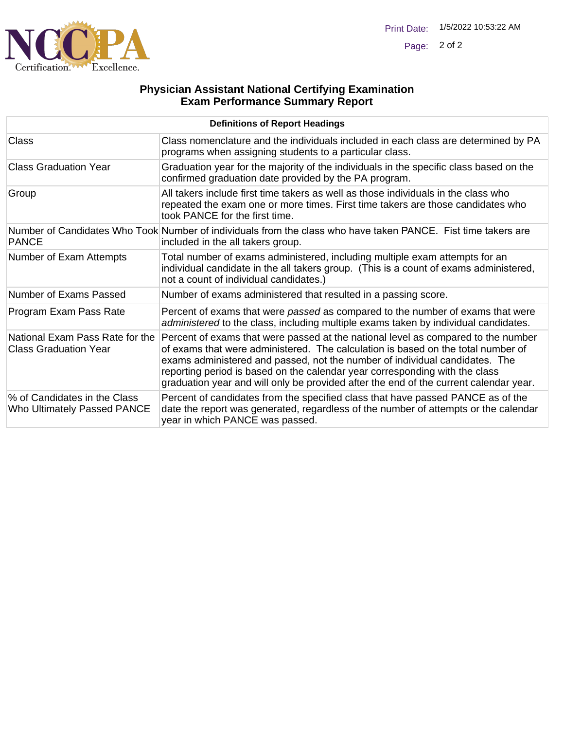## Physician Assistant National Certifying Examination
## Exam Performance Summary Report

| Definitions of Report Headings | |
|---|---|
| Class | Class nomenclature and the individuals included in each class are determined by PA programs when assigning students to a particular class. |
| Class Graduation Year | Graduation year for the majority of the individuals in the specific class based on the confirmed graduation date provided by the PA program. |
| Group | All takers include first time takers as well as those individuals in the class who repeated the exam one or more times. First time takers are those candidates who took PANCE for the first time. |
| Number of Candidates Who Took PANCE | Number of individuals from the class who have taken PANCE. Fist time takers are included in the all takers group. |
| Number of Exam Attempts | Total number of exams administered, including multiple exam attempts for an individual candidate in the all takers group. (This is a count of exams administered, not a count of individual candidates.) |
| Number of Exams Passed | Number of exams administered that resulted in a passing score. |
| Program Exam Pass Rate | Percent of exams that were *passed* as compared to the number of exams that were *administered* to the class, including multiple exams taken by individual candidates. |
| National Exam Pass Rate for the Class Graduation Year | Percent of exams that were passed at the national level as compared to the number of exams that were administered. The calculation is based on the total number of exams administered and passed, not the number of individual candidates. The reporting period is based on the calendar year corresponding with the class graduation year and will only be provided after the end of the current calendar year. |
| % of Candidates in the Class Who Ultimately Passed PANCE | Percent of candidates from the specified class that have passed PANCE as of the date the report was generated, regardless of the number of attempts or the calendar year in which PANCE was passed. |